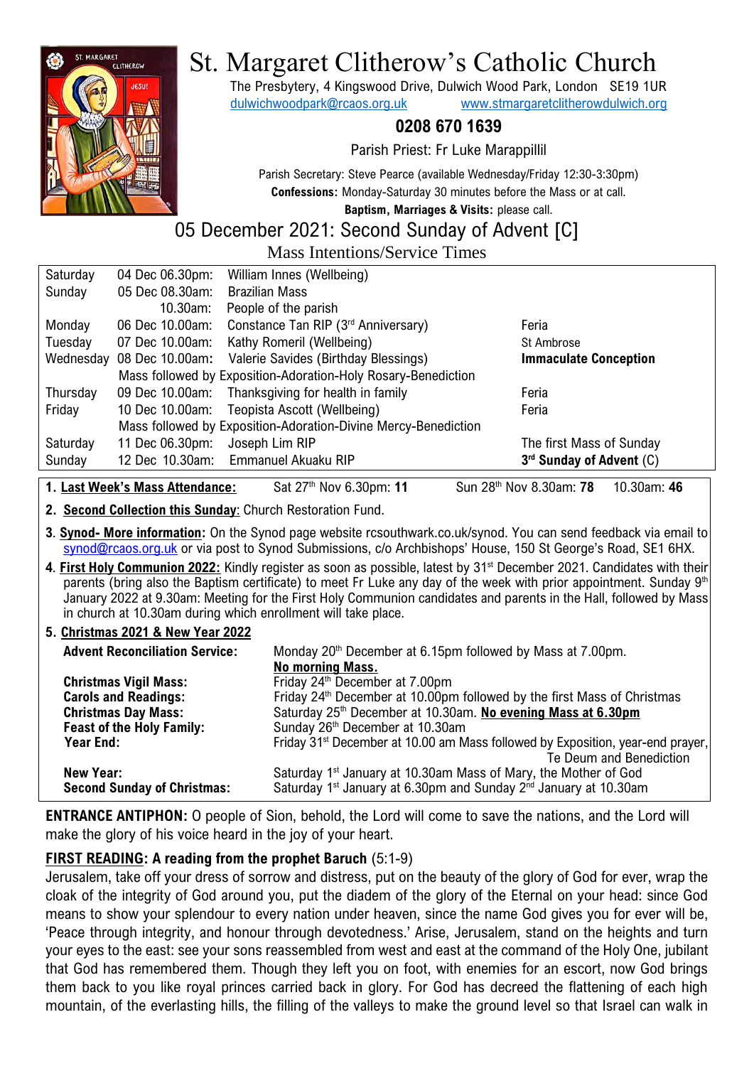# St. Margaret Clitherow's Catholic Church

The Presbytery, 4 Kingswood Drive, Dulwich Wood Park, London SE19 1UR
dulwichwoodpark@rcaos.org.uk www.stmargaretclitherowdulwich.org

**0208 670 1639**

Parish Priest: Fr Luke Marappillil

Parish Secretary: Steve Pearce (available Wednesday/Friday 12:30-3:30pm)
**Confessions:** Monday-Saturday 30 minutes before the Mass or at call.
**Baptism, Marriages & Visits:** please call.

## 05 December 2021: Second Sunday of Advent [C]

### Mass Intentions/Service Times

| | | | |
|---|---|---|---|
| Saturday | 04 Dec 06.30pm: | William Innes (Wellbeing) | |
| Sunday | 05 Dec 08.30am: | Brazilian Mass | |
| | 10.30am: | People of the parish | |
| Monday | 06 Dec 10.00am: | Constance Tan RIP (3rd Anniversary) | Feria |
| Tuesday | 07 Dec 10.00am: | Kathy Romeril (Wellbeing) | St Ambrose |
| Wednesday | 08 Dec 10.00am: | Valerie Savides (Birthday Blessings) | **Immaculate Conception** |
| | Mass followed by Exposition-Adoration-Holy Rosary-Benediction | | |
| Thursday | 09 Dec 10.00am: | Thanksgiving for health in family | Feria |
| Friday | 10 Dec 10.00am: | Teopista Ascott (Wellbeing) | Feria |
| | Mass followed by Exposition-Adoration-Divine Mercy-Benediction | | |
| Saturday | 11 Dec 06.30pm: | Joseph Lim RIP | The first Mass of Sunday |
| Sunday | 12 Dec 10.30am: | Emmanuel Akuaku RIP | **3rd Sunday of Advent** (C) |

1. **Last Week's Mass Attendance:** Sat 27th Nov 6.30pm: **11** Sun 28th Nov 8.30am: **78** 10.30am: **46**
2. **Second Collection this Sunday:** Church Restoration Fund.
3. **Synod- More information:** On the Synod page website rcsouthwark.co.uk/synod. You can send feedback via email to synod@rcaos.org.uk or via post to Synod Submissions, c/o Archbishops' House, 150 St George's Road, SE1 6HX.
4. **First Holy Communion 2022:** Kindly register as soon as possible, latest by 31st December 2021. Candidates with their parents (bring also the Baptism certificate) to meet Fr Luke any day of the week with prior appointment. Sunday 9th January 2022 at 9.30am: Meeting for the First Holy Communion candidates and parents in the Hall, followed by Mass in church at 10.30am during which enrollment will take place.
5. **Christmas 2021 & New Year 2022**

| | |
|---|---|
| **Advent Reconciliation Service:** | Monday 20th December at 6.15pm followed by Mass at 7.00pm. **No morning Mass.** |
| **Christmas Vigil Mass:** | Friday 24th December at 7.00pm |
| **Carols and Readings:** | Friday 24th December at 10.00pm followed by the first Mass of Christmas |
| **Christmas Day Mass:** | Saturday 25th December at 10.30am. **No evening Mass at 6.30pm** |
| **Feast of the Holy Family:** | Sunday 26th December at 10.30am |
| **Year End:** | Friday 31st December at 10.00 am Mass followed by Exposition, year-end prayer, Te Deum and Benediction |
| **New Year:** | Saturday 1st January at 10.30am Mass of Mary, the Mother of God |
| **Second Sunday of Christmas:** | Saturday 1st January at 6.30pm and Sunday 2nd January at 10.30am |

**ENTRANCE ANTIPHON:** O people of Sion, behold, the Lord will come to save the nations, and the Lord will make the glory of his voice heard in the joy of your heart.

**FIRST READING: A reading from the prophet Baruch** (5:1-9)

Jerusalem, take off your dress of sorrow and distress, put on the beauty of the glory of God for ever, wrap the cloak of the integrity of God around you, put the diadem of the glory of the Eternal on your head: since God means to show your splendour to every nation under heaven, since the name God gives you for ever will be, 'Peace through integrity, and honour through devotedness.' Arise, Jerusalem, stand on the heights and turn your eyes to the east: see your sons reassembled from west and east at the command of the Holy One, jubilant that God has remembered them. Though they left you on foot, with enemies for an escort, now God brings them back to you like royal princes carried back in glory. For God has decreed the flattening of each high mountain, of the everlasting hills, the filling of the valleys to make the ground level so that Israel can walk in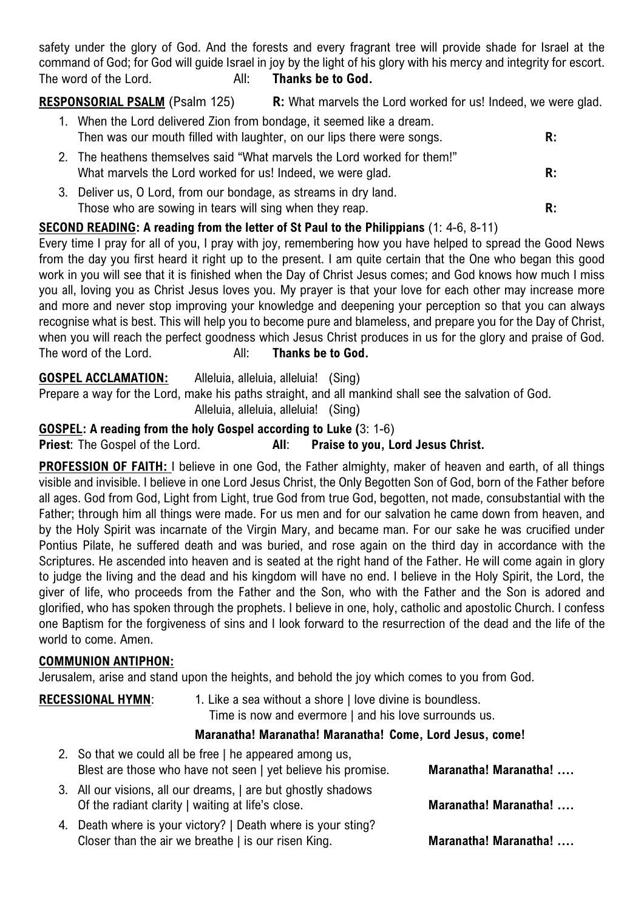safety under the glory of God. And the forests and every fragrant tree will provide shade for Israel at the command of God; for God will guide Israel in joy by the light of his glory with his mercy and integrity for escort.
The word of the Lord. All: **Thanks be to God.**

**RESPONSORIAL PSALM** (Psalm 125) **R:** What marvels the Lord worked for us! Indeed, we were glad.

1. When the Lord delivered Zion from bondage, it seemed like a dream.
   Then was our mouth filled with laughter, on our lips there were songs. **R:**
2. The heathens themselves said "What marvels the Lord worked for them!"
   What marvels the Lord worked for us! Indeed, we were glad. **R:**
3. Deliver us, O Lord, from our bondage, as streams in dry land.
   Those who are sowing in tears will sing when they reap. **R:**

**SECOND READING: A reading from the letter of St Paul to the Philippians** (1: 4-6, 8-11)

Every time I pray for all of you, I pray with joy, remembering how you have helped to spread the Good News from the day you first heard it right up to the present. I am quite certain that the One who began this good work in you will see that it is finished when the Day of Christ Jesus comes; and God knows how much I miss you all, loving you as Christ Jesus loves you. My prayer is that your love for each other may increase more and more and never stop improving your knowledge and deepening your perception so that you can always recognise what is best. This will help you to become pure and blameless, and prepare you for the Day of Christ, when you will reach the perfect goodness which Jesus Christ produces in us for the glory and praise of God.
The word of the Lord. All: **Thanks be to God.**

**GOSPEL ACCLAMATION:** Alleluia, alleluia, alleluia! (Sing)
Prepare a way for the Lord, make his paths straight, and all mankind shall see the salvation of God.
Alleluia, alleluia, alleluia! (Sing)

**GOSPEL: A reading from the holy Gospel according to Luke (**3: 1-6)
**Priest**: The Gospel of the Lord. **All**: **Praise to you, Lord Jesus Christ.**

**PROFESSION OF FAITH:** I believe in one God, the Father almighty, maker of heaven and earth, of all things visible and invisible. I believe in one Lord Jesus Christ, the Only Begotten Son of God, born of the Father before all ages. God from God, Light from Light, true God from true God, begotten, not made, consubstantial with the Father; through him all things were made. For us men and for our salvation he came down from heaven, and by the Holy Spirit was incarnate of the Virgin Mary, and became man. For our sake he was crucified under Pontius Pilate, he suffered death and was buried, and rose again on the third day in accordance with the Scriptures. He ascended into heaven and is seated at the right hand of the Father. He will come again in glory to judge the living and the dead and his kingdom will have no end. I believe in the Holy Spirit, the Lord, the giver of life, who proceeds from the Father and the Son, who with the Father and the Son is adored and glorified, who has spoken through the prophets. I believe in one, holy, catholic and apostolic Church. I confess one Baptism for the forgiveness of sins and I look forward to the resurrection of the dead and the life of the world to come. Amen.

**COMMUNION ANTIPHON:**
Jerusalem, arise and stand upon the heights, and behold the joy which comes to you from God.

**RECESSIONAL HYMN**:

1. Like a sea without a shore | love divine is boundless.
   Time is now and evermore | and his love surrounds us.

**Maranatha! Maranatha! Maranatha! Come, Lord Jesus, come!**

2. So that we could all be free | he appeared among us,
   Blest are those who have not seen | yet believe his promise. **Maranatha! Maranatha! ….**
3. All our visions, all our dreams, | are but ghostly shadows
   Of the radiant clarity | waiting at life's close. **Maranatha! Maranatha! ….**
4. Death where is your victory? | Death where is your sting?
   Closer than the air we breathe | is our risen King. **Maranatha! Maranatha! ….**